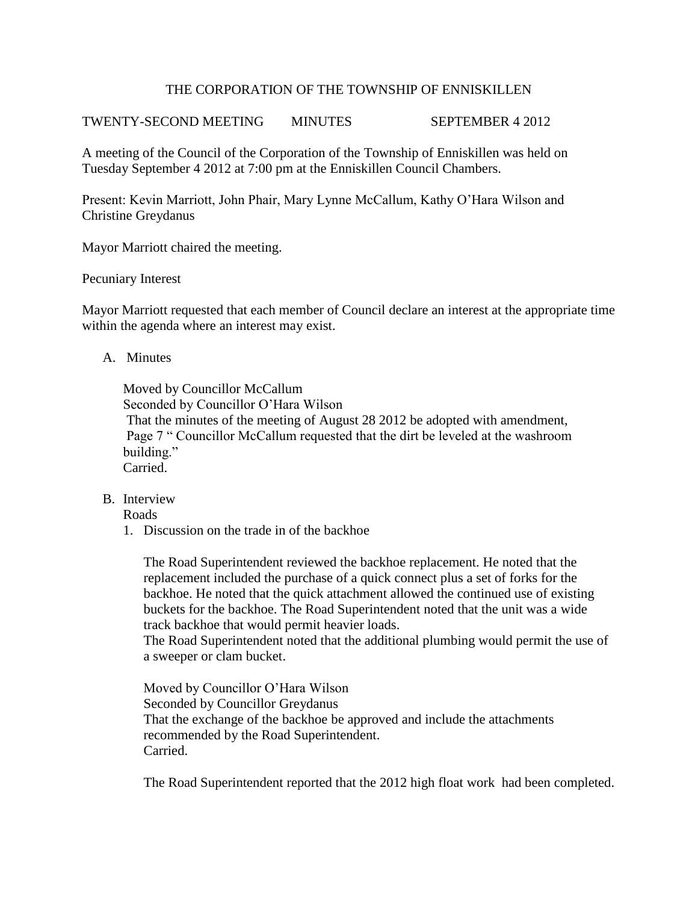# THE CORPORATION OF THE TOWNSHIP OF ENNISKILLEN

TWENTY-SECOND MEETING MINUTES SEPTEMBER 4 2012

A meeting of the Council of the Corporation of the Township of Enniskillen was held on Tuesday September 4 2012 at 7:00 pm at the Enniskillen Council Chambers.

Present: Kevin Marriott, John Phair, Mary Lynne McCallum, Kathy O'Hara Wilson and Christine Greydanus

Mayor Marriott chaired the meeting.

Pecuniary Interest

Mayor Marriott requested that each member of Council declare an interest at the appropriate time within the agenda where an interest may exist.

A. Minutes

   Moved by Councillor McCallum
   Seconded by Councillor O'Hara Wilson
   That the minutes of the meeting of August 28 2012 be adopted with amendment, Page 7 " Councillor McCallum requested that the dirt be leveled at the washroom building."
   Carried.

B. Interview
   Roads
   1. Discussion on the trade in of the backhoe

      The Road Superintendent reviewed the backhoe replacement. He noted that the replacement included the purchase of a quick connect plus a set of forks for the backhoe. He noted that the quick attachment allowed the continued use of existing buckets for the backhoe. The Road Superintendent noted that the unit was a wide track backhoe that would permit heavier loads.
      The Road Superintendent noted that the additional plumbing would permit the use of a sweeper or clam bucket.

      Moved by Councillor O'Hara Wilson
      Seconded by Councillor Greydanus
      That the exchange of the backhoe be approved and include the attachments recommended by the Road Superintendent.
      Carried.

      The Road Superintendent reported that the 2012 high float work had been completed.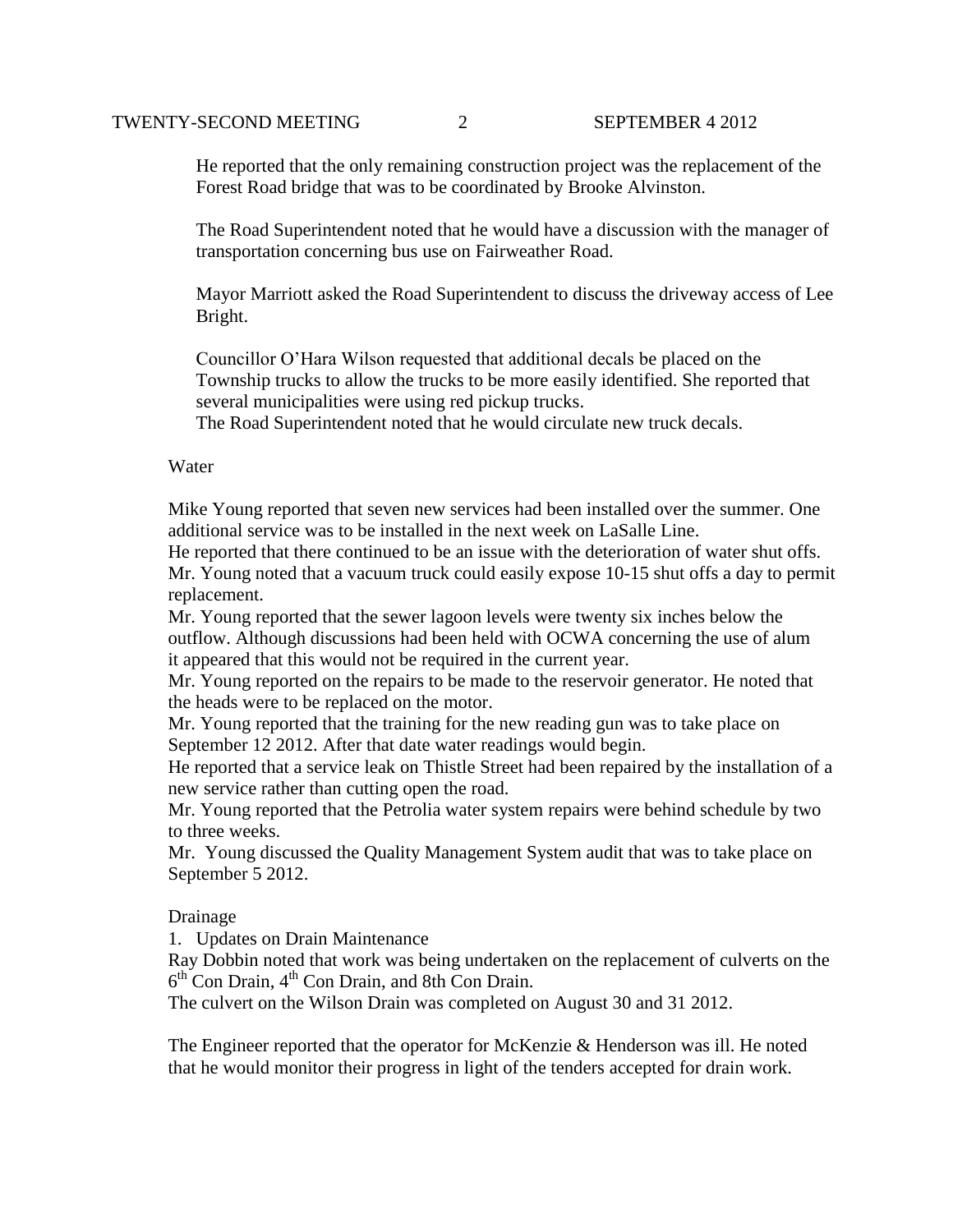He reported that the only remaining construction project was the replacement of the Forest Road bridge that was to be coordinated by Brooke Alvinston.

The Road Superintendent noted that he would have a discussion with the manager of transportation concerning bus use on Fairweather Road.

Mayor Marriott asked the Road Superintendent to discuss the driveway access of Lee Bright.

Councillor O'Hara Wilson requested that additional decals be placed on the Township trucks to allow the trucks to be more easily identified. She reported that several municipalities were using red pickup trucks.
The Road Superintendent noted that he would circulate new truck decals.

Water

Mike Young reported that seven new services had been installed over the summer. One additional service was to be installed in the next week on LaSalle Line.
He reported that there continued to be an issue with the deterioration of water shut offs. Mr. Young noted that a vacuum truck could easily expose 10-15 shut offs a day to permit replacement.
Mr. Young reported that the sewer lagoon levels were twenty six inches below the outflow. Although discussions had been held with OCWA concerning the use of alum it appeared that this would not be required in the current year.
Mr. Young reported on the repairs to be made to the reservoir generator. He noted that the heads were to be replaced on the motor.
Mr. Young reported that the training for the new reading gun was to take place on September 12 2012. After that date water readings would begin.
He reported that a service leak on Thistle Street had been repaired by the installation of a new service rather than cutting open the road.
Mr. Young reported that the Petrolia water system repairs were behind schedule by two to three weeks.
Mr. Young discussed the Quality Management System audit that was to take place on September 5 2012.

Drainage

1. Updates on Drain Maintenance

Ray Dobbin noted that work was being undertaken on the replacement of culverts on the 6th Con Drain, 4th Con Drain, and 8th Con Drain.
The culvert on the Wilson Drain was completed on August 30 and 31 2012.

The Engineer reported that the operator for McKenzie & Henderson was ill. He noted that he would monitor their progress in light of the tenders accepted for drain work.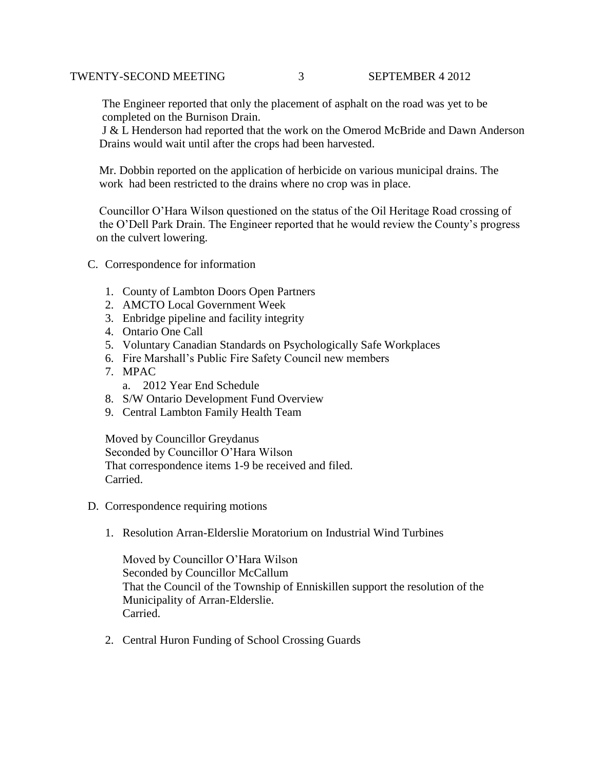The Engineer reported that only the placement of asphalt on the road was yet to be completed on the Burnison Drain.

J & L Henderson had reported that the work on the Omerod McBride and Dawn Anderson Drains would wait until after the crops had been harvested.

Mr. Dobbin reported on the application of herbicide on various municipal drains. The work had been restricted to the drains where no crop was in place.

Councillor O'Hara Wilson questioned on the status of the Oil Heritage Road crossing of the O'Dell Park Drain. The Engineer reported that he would review the County's progress on the culvert lowering.

C. Correspondence for information

1. County of Lambton Doors Open Partners
2. AMCTO Local Government Week
3. Enbridge pipeline and facility integrity
4. Ontario One Call
5. Voluntary Canadian Standards on Psychologically Safe Workplaces
6. Fire Marshall's Public Fire Safety Council new members
7. MPAC
   a. 2012 Year End Schedule
8. S/W Ontario Development Fund Overview
9. Central Lambton Family Health Team

Moved by Councillor Greydanus
Seconded by Councillor O'Hara Wilson
That correspondence items 1-9 be received and filed.
Carried.

D. Correspondence requiring motions

1. Resolution Arran-Elderslie Moratorium on Industrial Wind Turbines

   Moved by Councillor O'Hara Wilson
   Seconded by Councillor McCallum
   That the Council of the Township of Enniskillen support the resolution of the Municipality of Arran-Elderslie.
   Carried.

2. Central Huron Funding of School Crossing Guards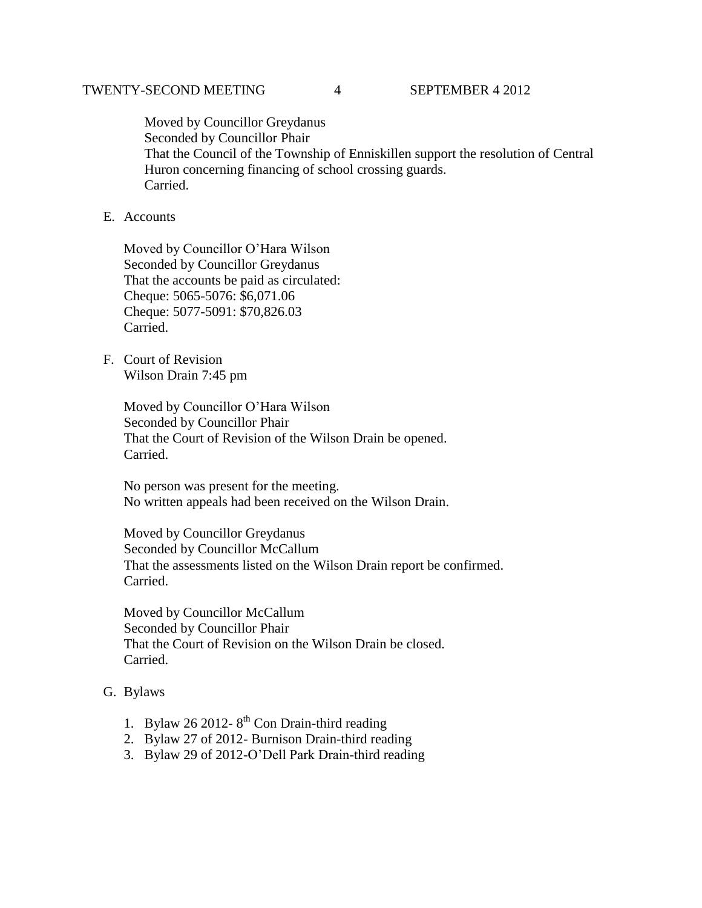Moved by Councillor Greydanus
Seconded by Councillor Phair
That the Council of the Township of Enniskillen support the resolution of Central Huron concerning financing of school crossing guards.
Carried.

E. Accounts

Moved by Councillor O'Hara Wilson
Seconded by Councillor Greydanus
That the accounts be paid as circulated:
Cheque: 5065-5076: $6,071.06
Cheque: 5077-5091: $70,826.03
Carried.

F. Court of Revision
Wilson Drain 7:45 pm

Moved by Councillor O'Hara Wilson
Seconded by Councillor Phair
That the Court of Revision of the Wilson Drain be opened.
Carried.

No person was present for the meeting.
No written appeals had been received on the Wilson Drain.

Moved by Councillor Greydanus
Seconded by Councillor McCallum
That the assessments listed on the Wilson Drain report be confirmed.
Carried.

Moved by Councillor McCallum
Seconded by Councillor Phair
That the Court of Revision on the Wilson Drain be closed.
Carried.

G. Bylaws

1. Bylaw 26 2012- 8th Con Drain-third reading
2. Bylaw 27 of 2012- Burnison Drain-third reading
3. Bylaw 29 of 2012-O'Dell Park Drain-third reading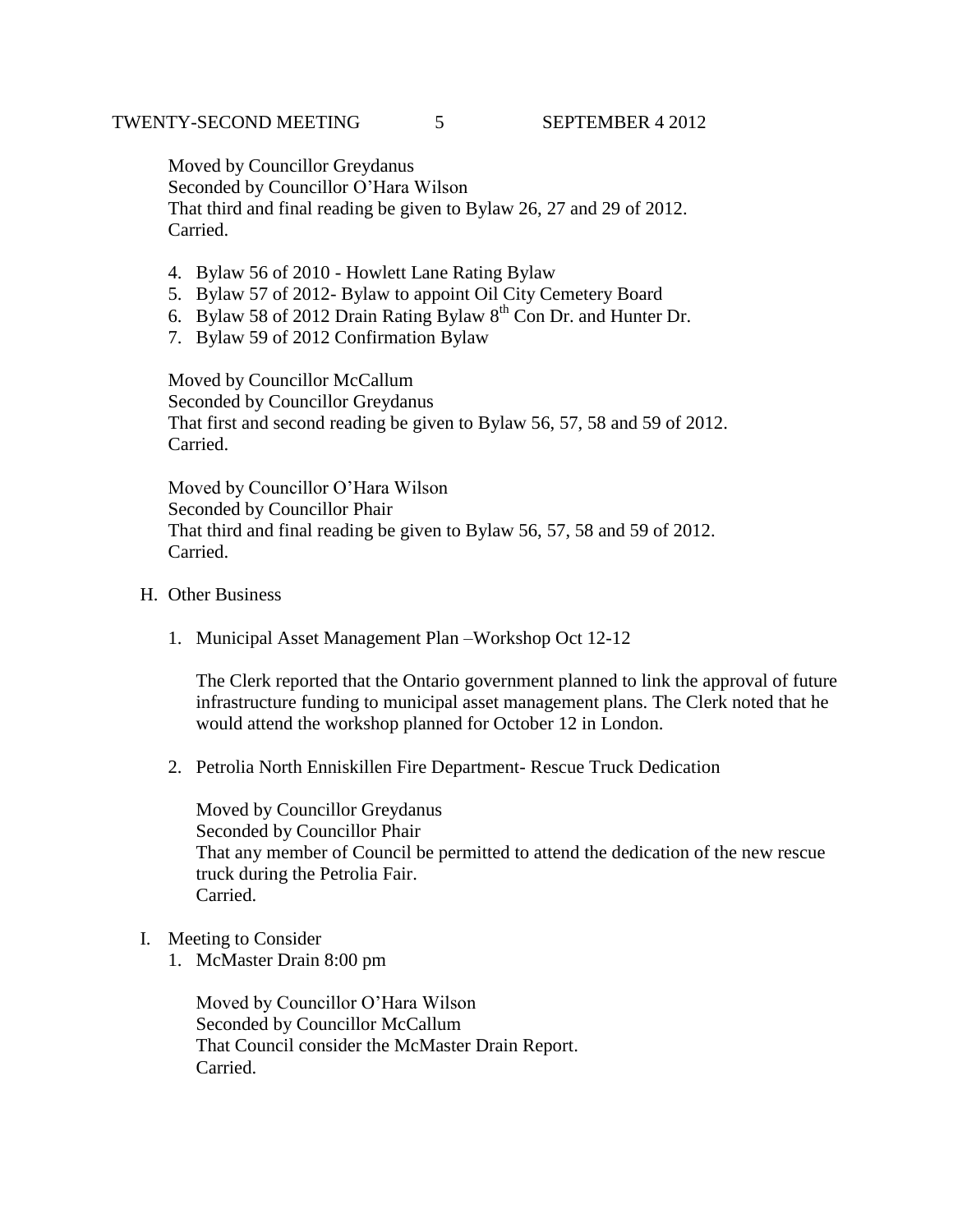Moved by Councillor Greydanus
Seconded by Councillor O'Hara Wilson
That third and final reading be given to Bylaw 26, 27 and 29 of 2012.
Carried.

4. Bylaw 56 of 2010 - Howlett Lane Rating Bylaw
5. Bylaw 57 of 2012- Bylaw to appoint Oil City Cemetery Board
6. Bylaw 58 of 2012 Drain Rating Bylaw 8th Con Dr. and Hunter Dr.
7. Bylaw 59 of 2012 Confirmation Bylaw

Moved by Councillor McCallum
Seconded by Councillor Greydanus
That first and second reading be given to Bylaw 56, 57, 58 and 59 of 2012.
Carried.

Moved by Councillor O'Hara Wilson
Seconded by Councillor Phair
That third and final reading be given to Bylaw 56, 57, 58 and 59 of 2012.
Carried.

H. Other Business

1. Municipal Asset Management Plan –Workshop Oct 12-12

   The Clerk reported that the Ontario government planned to link the approval of future infrastructure funding to municipal asset management plans. The Clerk noted that he would attend the workshop planned for October 12 in London.

2. Petrolia North Enniskillen Fire Department- Rescue Truck Dedication

   Moved by Councillor Greydanus
   Seconded by Councillor Phair
   That any member of Council be permitted to attend the dedication of the new rescue truck during the Petrolia Fair.
   Carried.

I. Meeting to Consider

1. McMaster Drain 8:00 pm

   Moved by Councillor O'Hara Wilson
   Seconded by Councillor McCallum
   That Council consider the McMaster Drain Report.
   Carried.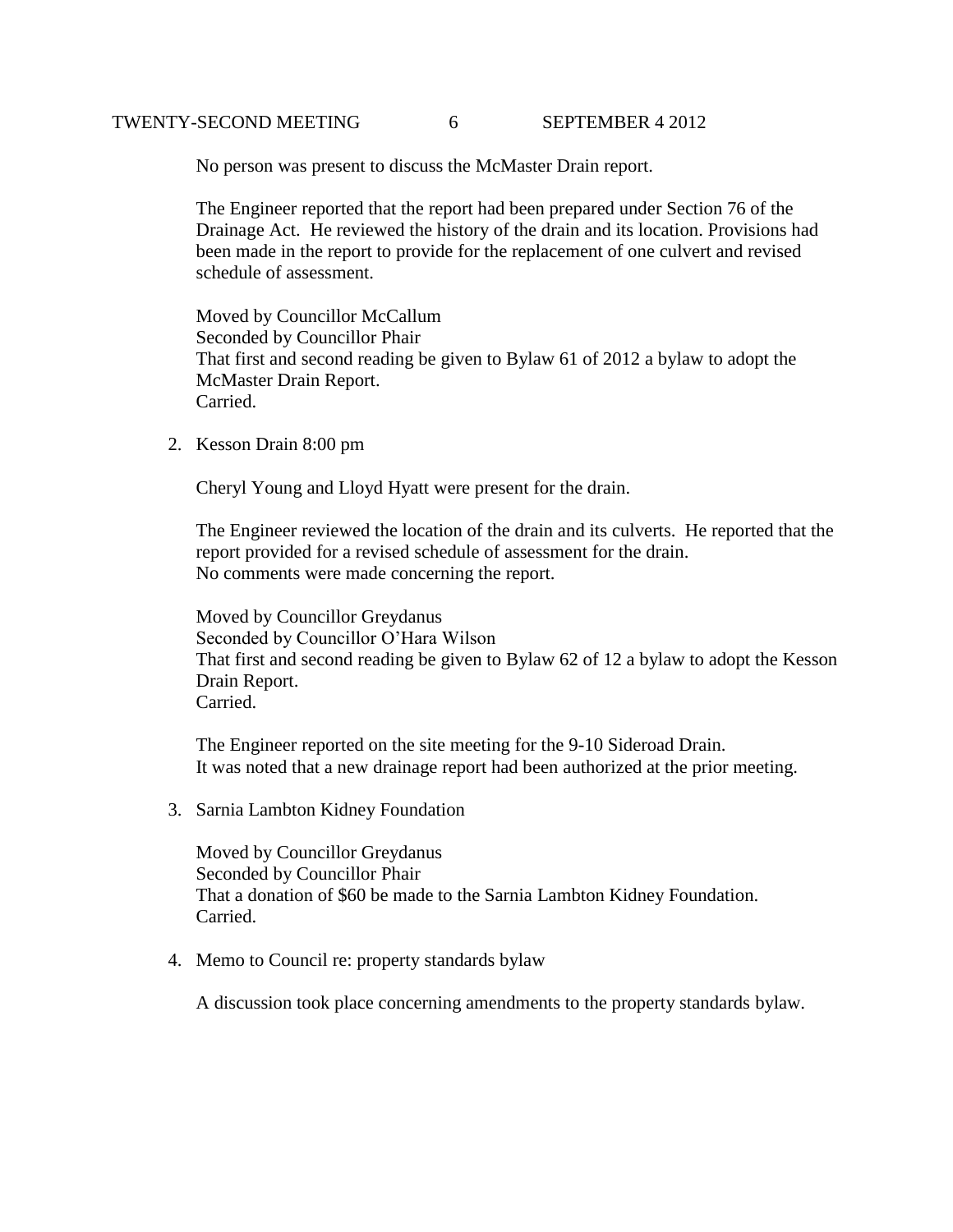No person was present to discuss the McMaster Drain report.

The Engineer reported that the report had been prepared under Section 76 of the Drainage Act. He reviewed the history of the drain and its location. Provisions had been made in the report to provide for the replacement of one culvert and revised schedule of assessment.

Moved by Councillor McCallum
Seconded by Councillor Phair
That first and second reading be given to Bylaw 61 of 2012 a bylaw to adopt the McMaster Drain Report.
Carried.

2. Kesson Drain 8:00 pm

   Cheryl Young and Lloyd Hyatt were present for the drain.

   The Engineer reviewed the location of the drain and its culverts. He reported that the report provided for a revised schedule of assessment for the drain.
   No comments were made concerning the report.

   Moved by Councillor Greydanus
   Seconded by Councillor O'Hara Wilson
   That first and second reading be given to Bylaw 62 of 12 a bylaw to adopt the Kesson Drain Report.
   Carried.

   The Engineer reported on the site meeting for the 9-10 Sideroad Drain.
   It was noted that a new drainage report had been authorized at the prior meeting.

3. Sarnia Lambton Kidney Foundation

   Moved by Councillor Greydanus
   Seconded by Councillor Phair
   That a donation of $60 be made to the Sarnia Lambton Kidney Foundation.
   Carried.

4. Memo to Council re: property standards bylaw

   A discussion took place concerning amendments to the property standards bylaw.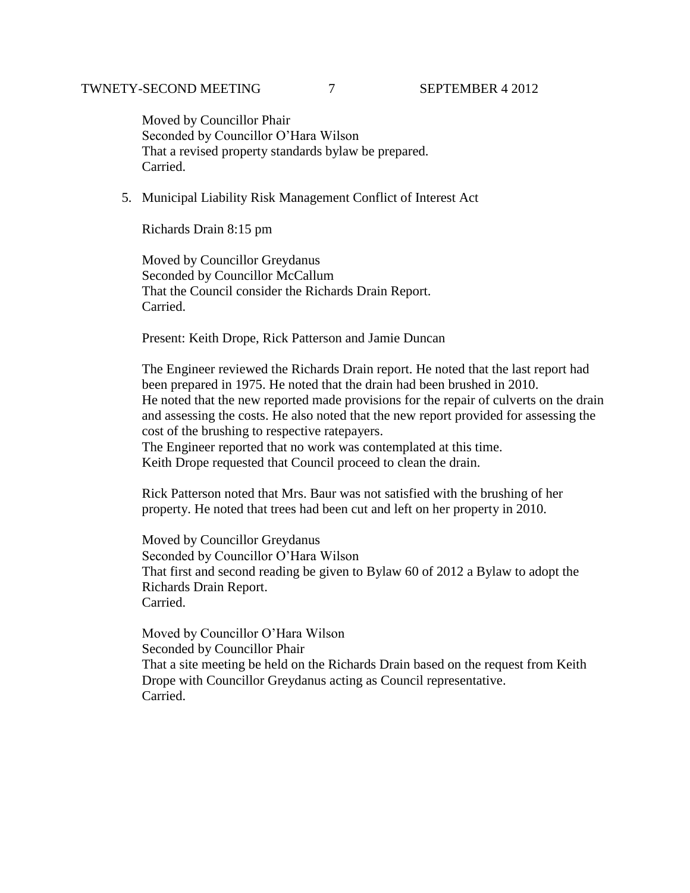Moved by Councillor Phair
Seconded by Councillor O'Hara Wilson
That a revised property standards bylaw be prepared.
Carried.

5. Municipal Liability Risk Management Conflict of Interest Act

Richards Drain 8:15 pm

Moved by Councillor Greydanus
Seconded by Councillor McCallum
That the Council consider the Richards Drain Report.
Carried.

Present: Keith Drope, Rick Patterson and Jamie Duncan

The Engineer reviewed the Richards Drain report. He noted that the last report had been prepared in 1975. He noted that the drain had been brushed in 2010.
He noted that the new reported made provisions for the repair of culverts on the drain and assessing the costs. He also noted that the new report provided for assessing the cost of the brushing to respective ratepayers.
The Engineer reported that no work was contemplated at this time.
Keith Drope requested that Council proceed to clean the drain.

Rick Patterson noted that Mrs. Baur was not satisfied with the brushing of her property. He noted that trees had been cut and left on her property in 2010.

Moved by Councillor Greydanus
Seconded by Councillor O'Hara Wilson
That first and second reading be given to Bylaw 60 of 2012 a Bylaw to adopt the Richards Drain Report.
Carried.

Moved by Councillor O'Hara Wilson
Seconded by Councillor Phair
That a site meeting be held on the Richards Drain based on the request from Keith Drope with Councillor Greydanus acting as Council representative.
Carried.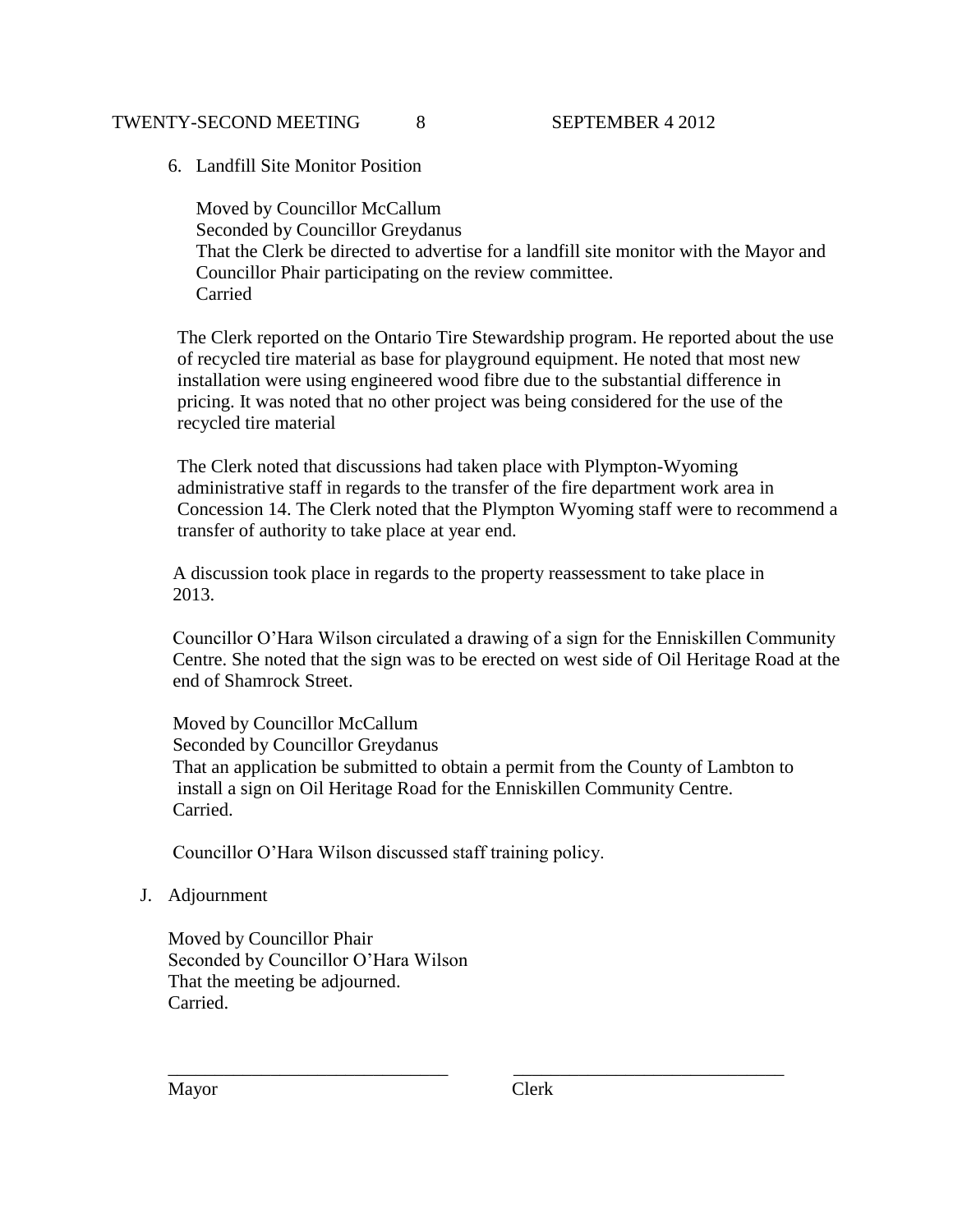6. Landfill Site Monitor Position

   Moved by Councillor McCallum
   Seconded by Councillor Greydanus
   That the Clerk be directed to advertise for a landfill site monitor with the Mayor and Councillor Phair participating on the review committee.
   Carried

The Clerk reported on the Ontario Tire Stewardship program. He reported about the use of recycled tire material as base for playground equipment. He noted that most new installation were using engineered wood fibre due to the substantial difference in pricing. It was noted that no other project was being considered for the use of the recycled tire material

The Clerk noted that discussions had taken place with Plympton-Wyoming administrative staff in regards to the transfer of the fire department work area in Concession 14. The Clerk noted that the Plympton Wyoming staff were to recommend a transfer of authority to take place at year end.

A discussion took place in regards to the property reassessment to take place in 2013.

Councillor O'Hara Wilson circulated a drawing of a sign for the Enniskillen Community Centre. She noted that the sign was to be erected on west side of Oil Heritage Road at the end of Shamrock Street.

Moved by Councillor McCallum
Seconded by Councillor Greydanus
That an application be submitted to obtain a permit from the County of Lambton to install a sign on Oil Heritage Road for the Enniskillen Community Centre.
Carried.

Councillor O'Hara Wilson discussed staff training policy.

J. Adjournment

   Moved by Councillor Phair
   Seconded by Councillor O'Hara Wilson
   That the meeting be adjourned.
   Carried.

______________________________ ______________________________

Mayor Clerk